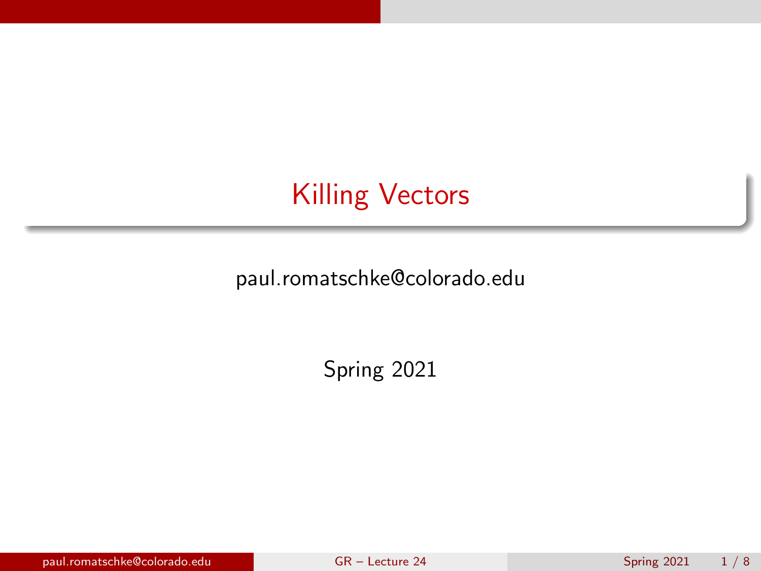# Killing Vectors

paul.romatschke@colorado.edu

Spring 2021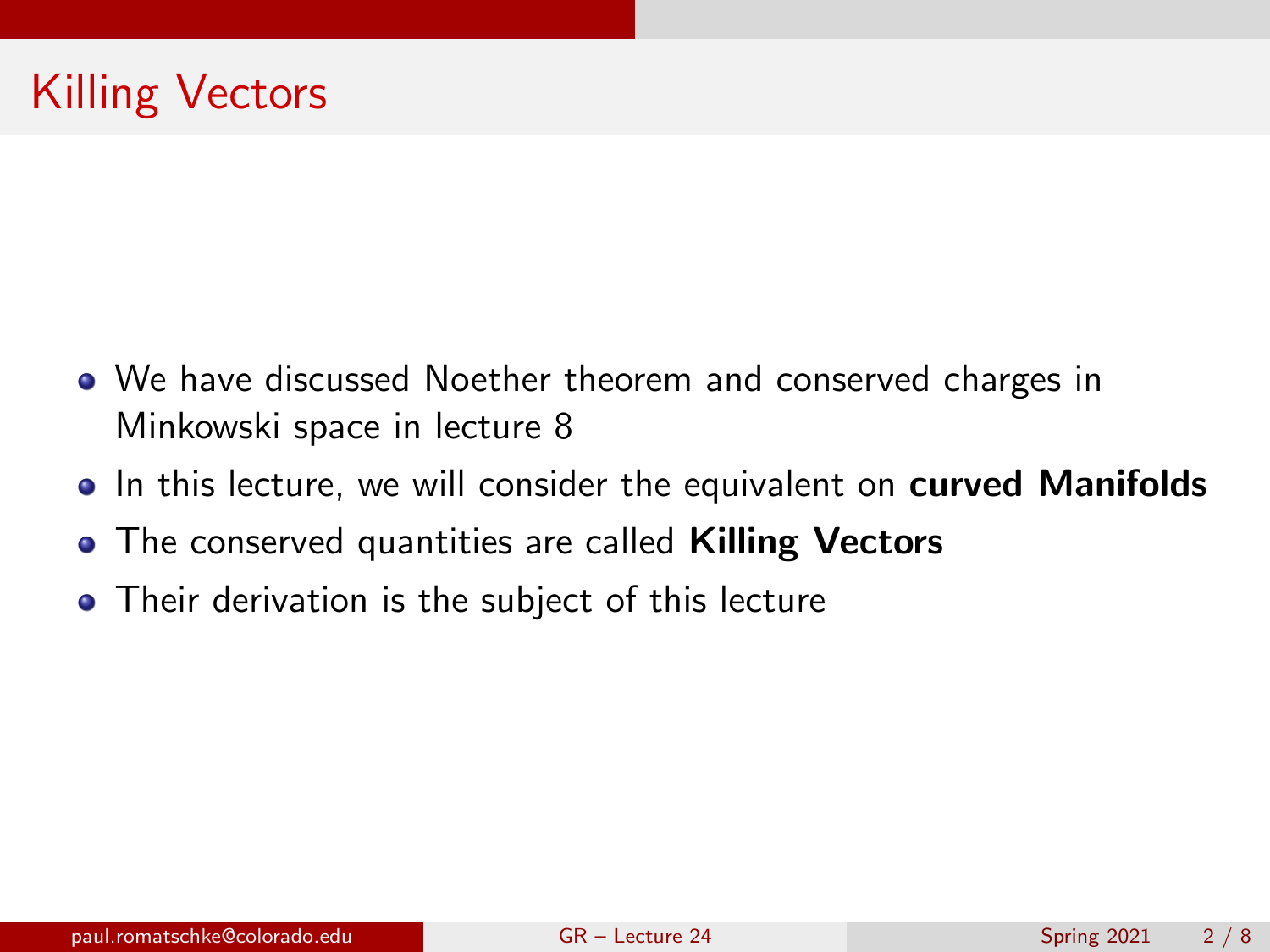# Killing Vectors

- We have discussed Noether theorem and conserved charges in Minkowski space in lecture 8
- In this lecture, we will consider the equivalent on **curved Manifolds**
- The conserved quantities are called **Killing Vectors**
- Their derivation is the subject of this lecture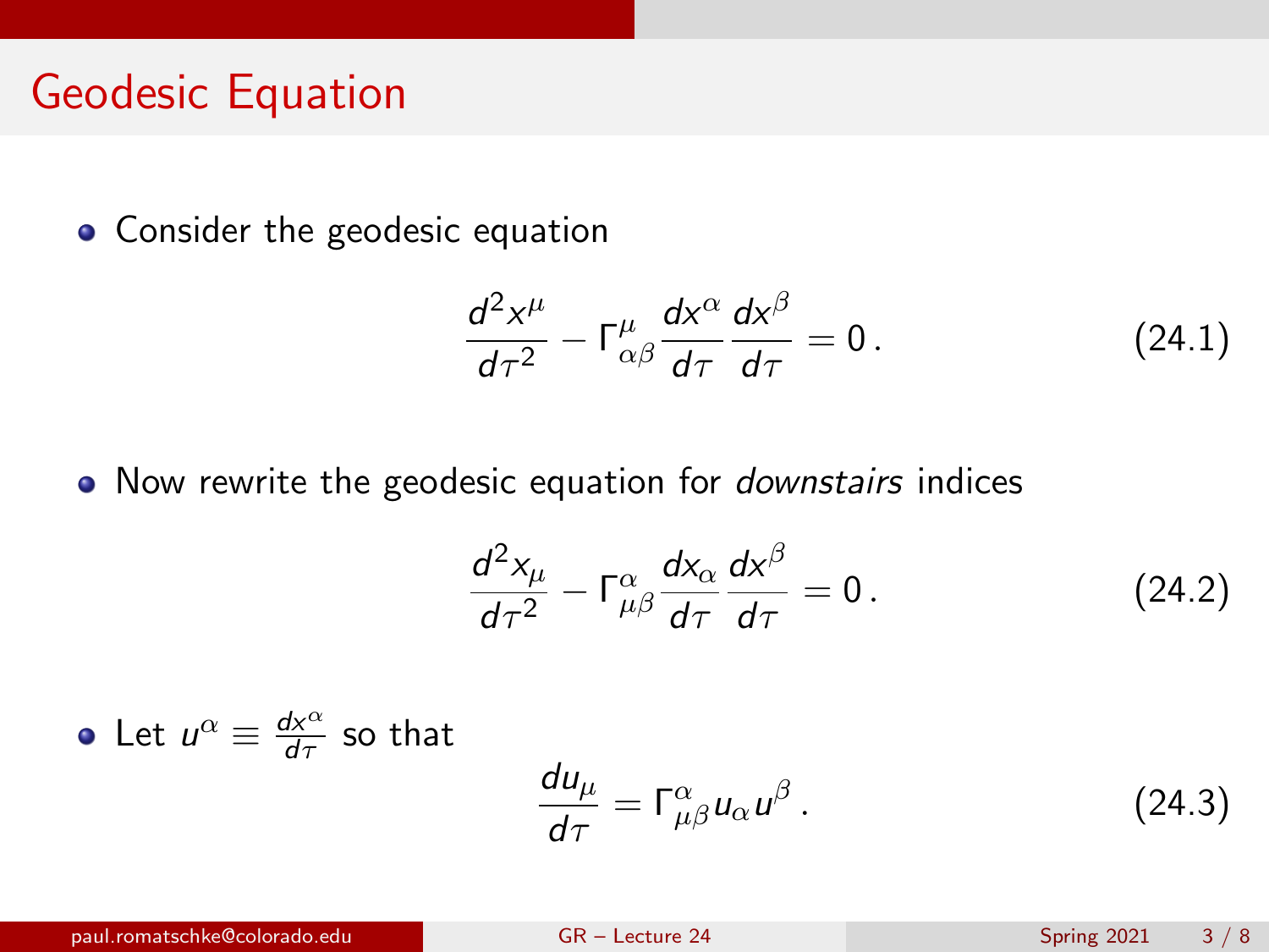# Geodesic Equation

- Consider the geodesic equation

$$\frac{d^2x^\mu}{d\tau^2} - \Gamma^\mu_{\alpha\beta}\frac{dx^\alpha}{d\tau}\frac{dx^\beta}{d\tau} = 0\,. \tag{24.1}$$

- Now rewrite the geodesic equation for *downstairs* indices

$$\frac{d^2x_\mu}{d\tau^2} - \Gamma^\alpha_{\mu\beta}\frac{dx_\alpha}{d\tau}\frac{dx^\beta}{d\tau} = 0\,. \tag{24.2}$$

- Let $u^\alpha \equiv \frac{dx^\alpha}{d\tau}$ so that

$$\frac{du_\mu}{d\tau} = \Gamma^\alpha_{\mu\beta}u_\alpha u^\beta\,. \tag{24.3}$$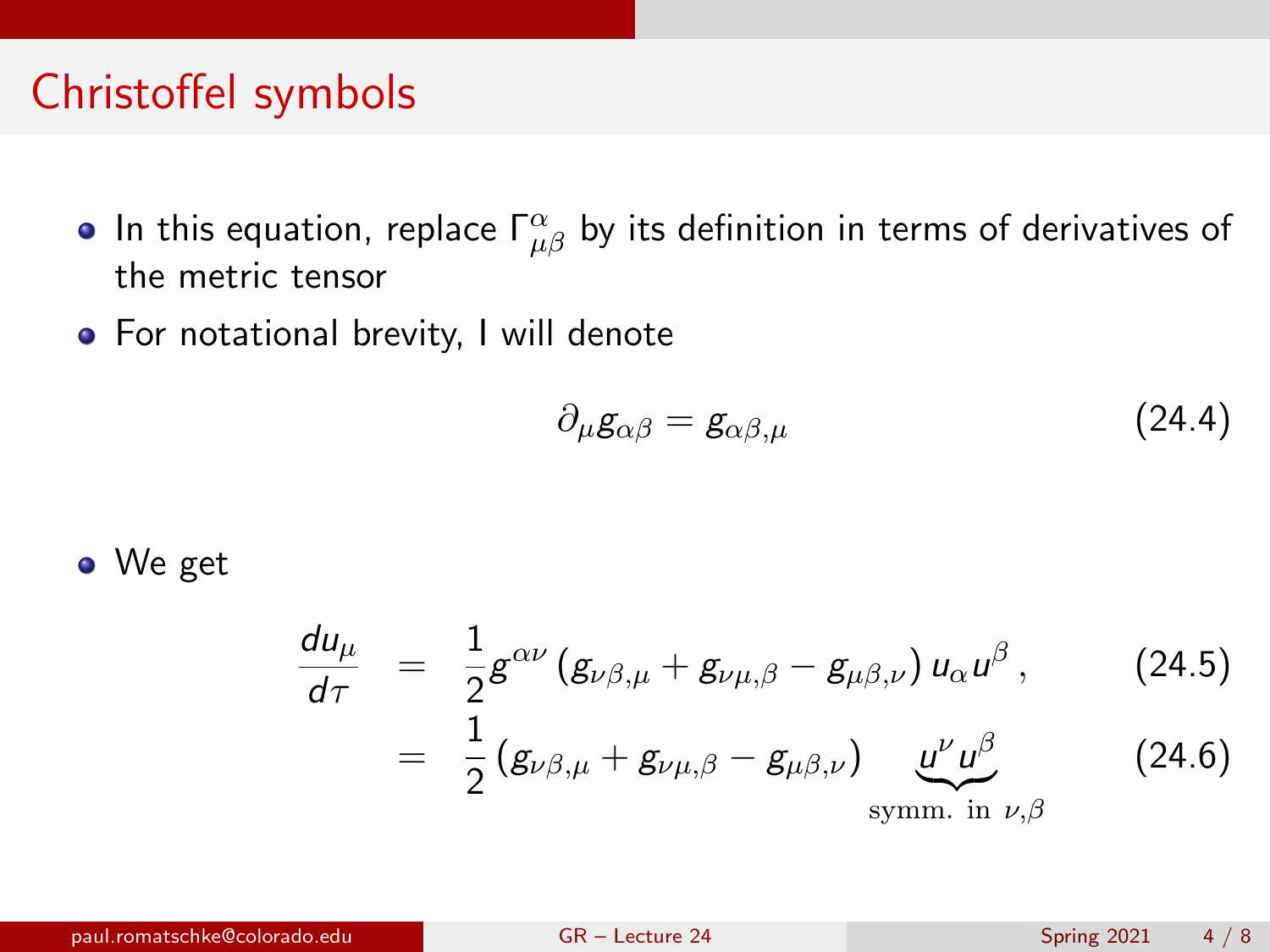# Christoffel symbols

- In this equation, replace $\Gamma^{\alpha}_{\mu\beta}$ by its definition in terms of derivatives of the metric tensor
- For notational brevity, I will denote

$$\partial_\mu g_{\alpha\beta} = g_{\alpha\beta,\mu} \tag{24.4}$$

- We get

$$\frac{du_\mu}{d\tau} = \frac{1}{2} g^{\alpha\nu} \left( g_{\nu\beta,\mu} + g_{\nu\mu,\beta} - g_{\mu\beta,\nu} \right) u_\alpha u^\beta \,, \tag{24.5}$$

$$= \frac{1}{2} \left( g_{\nu\beta,\mu} + g_{\nu\mu,\beta} - g_{\mu\beta,\nu} \right) \underbrace{u^\nu u^\beta}_{\text{symm. in } \nu,\beta} \tag{24.6}$$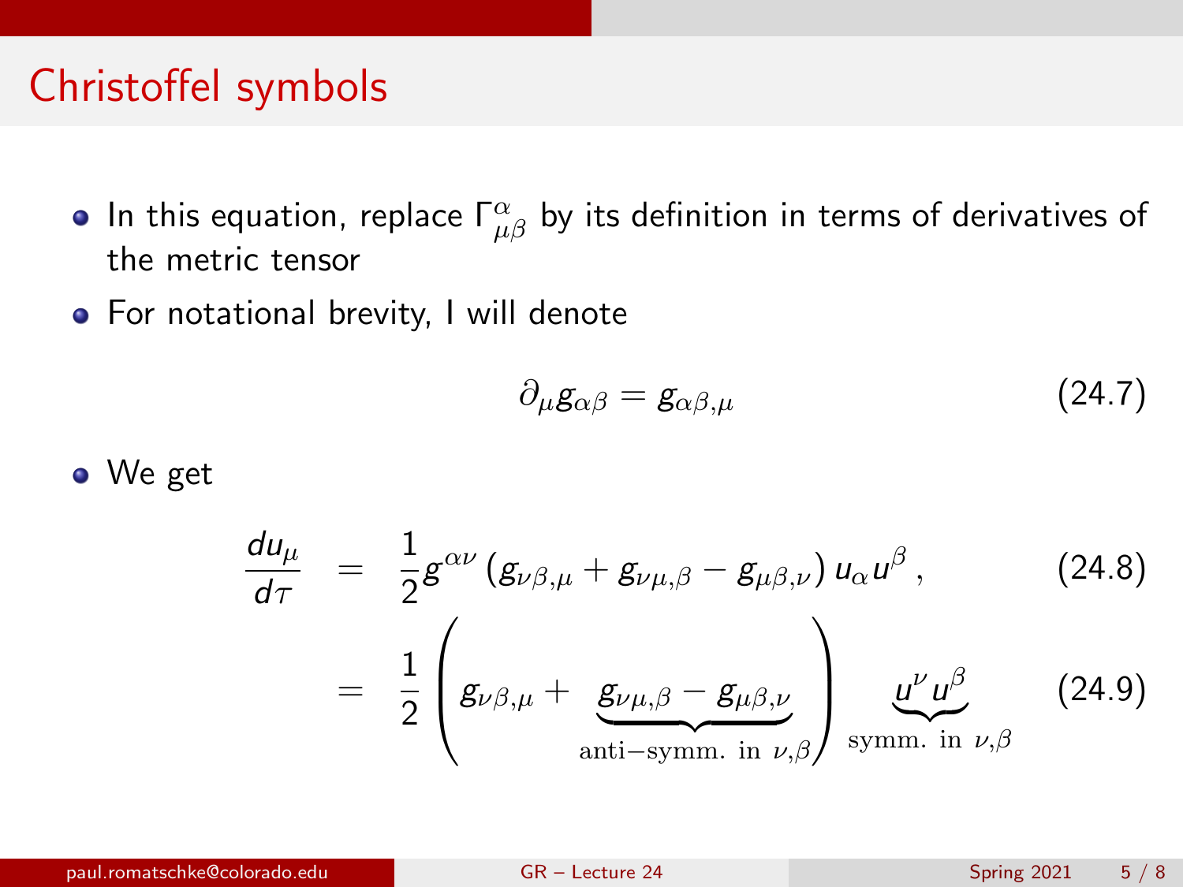# Christoffel symbols

- In this equation, replace $\Gamma^{\alpha}_{\mu\beta}$ by its definition in terms of derivatives of the metric tensor
- For notational brevity, I will denote

$$\partial_\mu g_{\alpha\beta} = g_{\alpha\beta,\mu} \tag{24.7}$$

- We get

$$\begin{aligned}
\frac{du_\mu}{d\tau} &= \frac{1}{2} g^{\alpha\nu} \left(g_{\nu\beta,\mu} + g_{\nu\mu,\beta} - g_{\mu\beta,\nu}\right) u_\alpha u^\beta \,, && (24.8) \\
&= \frac{1}{2} \left( g_{\nu\beta,\mu} + \underbrace{g_{\nu\mu,\beta} - g_{\mu\beta,\nu}}_{\text{anti}-\text{symm. in } \nu,\beta} \right) \underbrace{u^\nu u^\beta}_{\text{symm. in } \nu,\beta} && (24.9)
\end{aligned}$$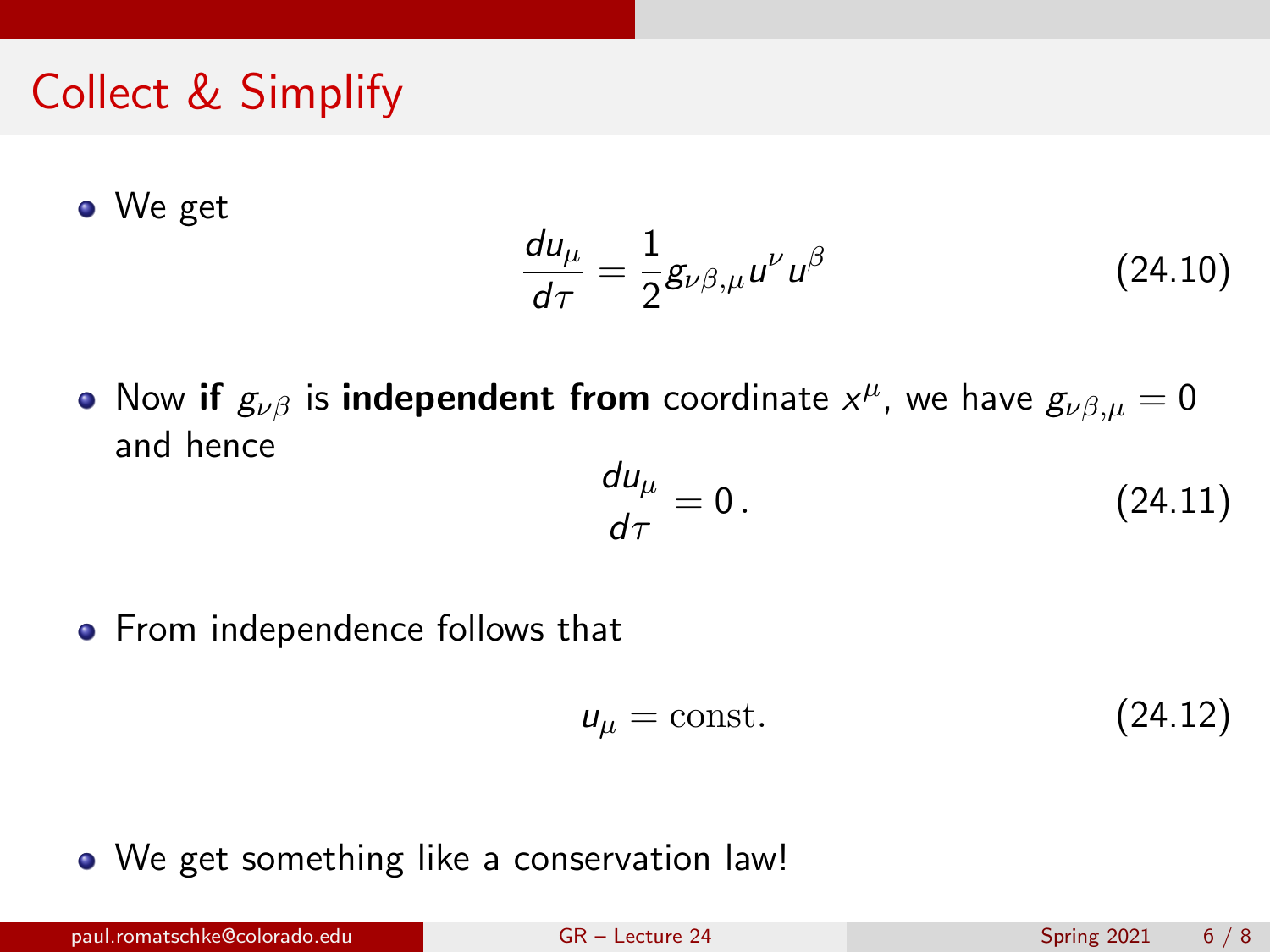# Collect & Simplify

- We get

$$\frac{du_\mu}{d\tau} = \frac{1}{2} g_{\nu\beta,\mu} u^\nu u^\beta \tag{24.10}$$

- Now **if** $g_{\nu\beta}$ is **independent from** coordinate $x^\mu$, we have $g_{\nu\beta,\mu} = 0$ and hence

$$\frac{du_\mu}{d\tau} = 0\,. \tag{24.11}$$

- From independence follows that

$$u_\mu = \text{const.} \tag{24.12}$$

- We get something like a conservation law!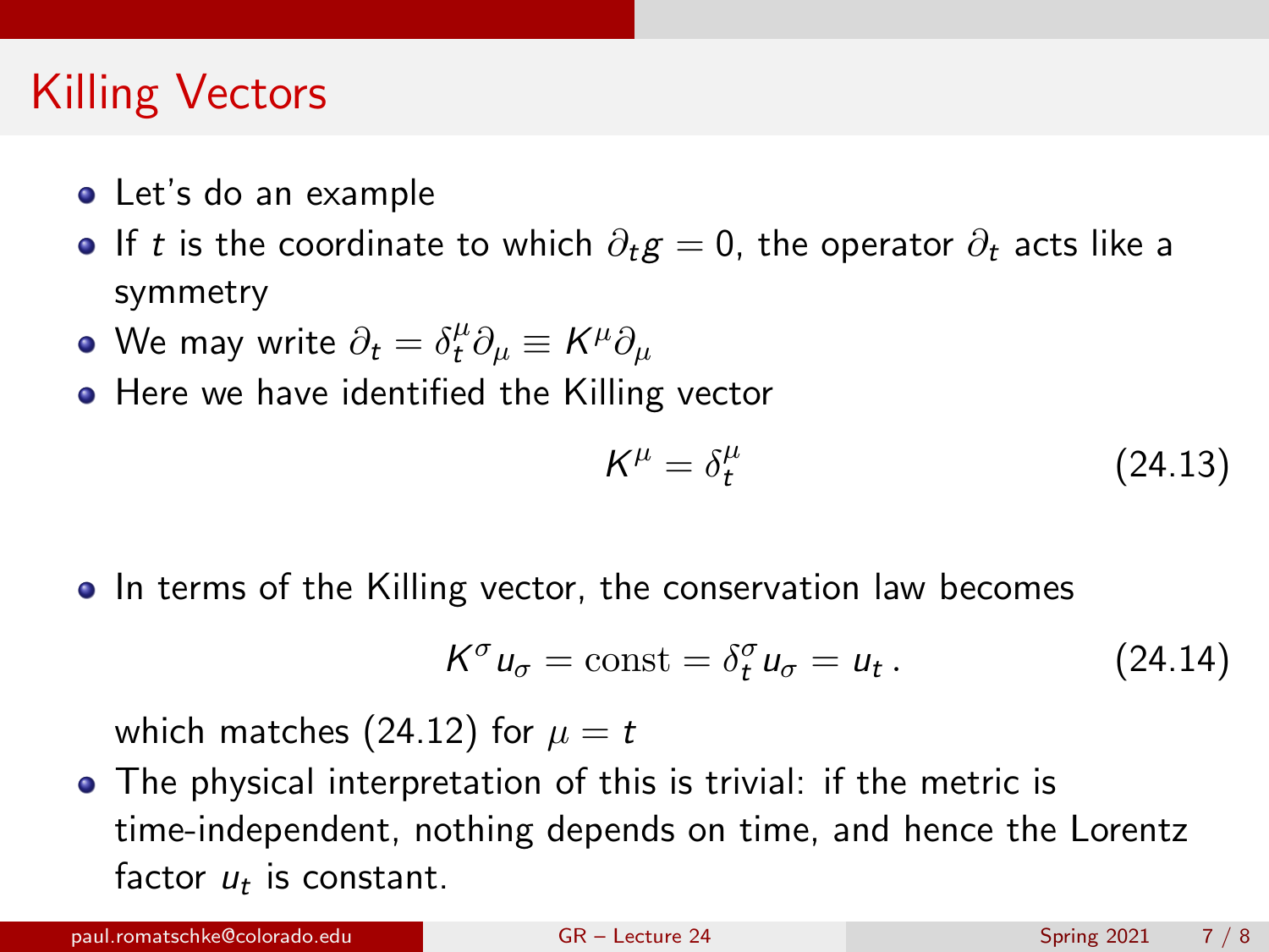# Killing Vectors

- Let's do an example
- If $t$ is the coordinate to which $\partial_t g = 0$, the operator $\partial_t$ acts like a symmetry
- We may write $\partial_t = \delta^\mu_t \partial_\mu \equiv K^\mu \partial_\mu$
- Here we have identified the Killing vector

$$K^\mu = \delta^\mu_t \tag{24.13}$$

- In terms of the Killing vector, the conservation law becomes

$$K^\sigma u_\sigma = \text{const} = \delta^\sigma_t u_\sigma = u_t \,. \tag{24.14}$$

  which matches (24.12) for $\mu = t$
- The physical interpretation of this is trivial: if the metric is time-independent, nothing depends on time, and hence the Lorentz factor $u_t$ is constant.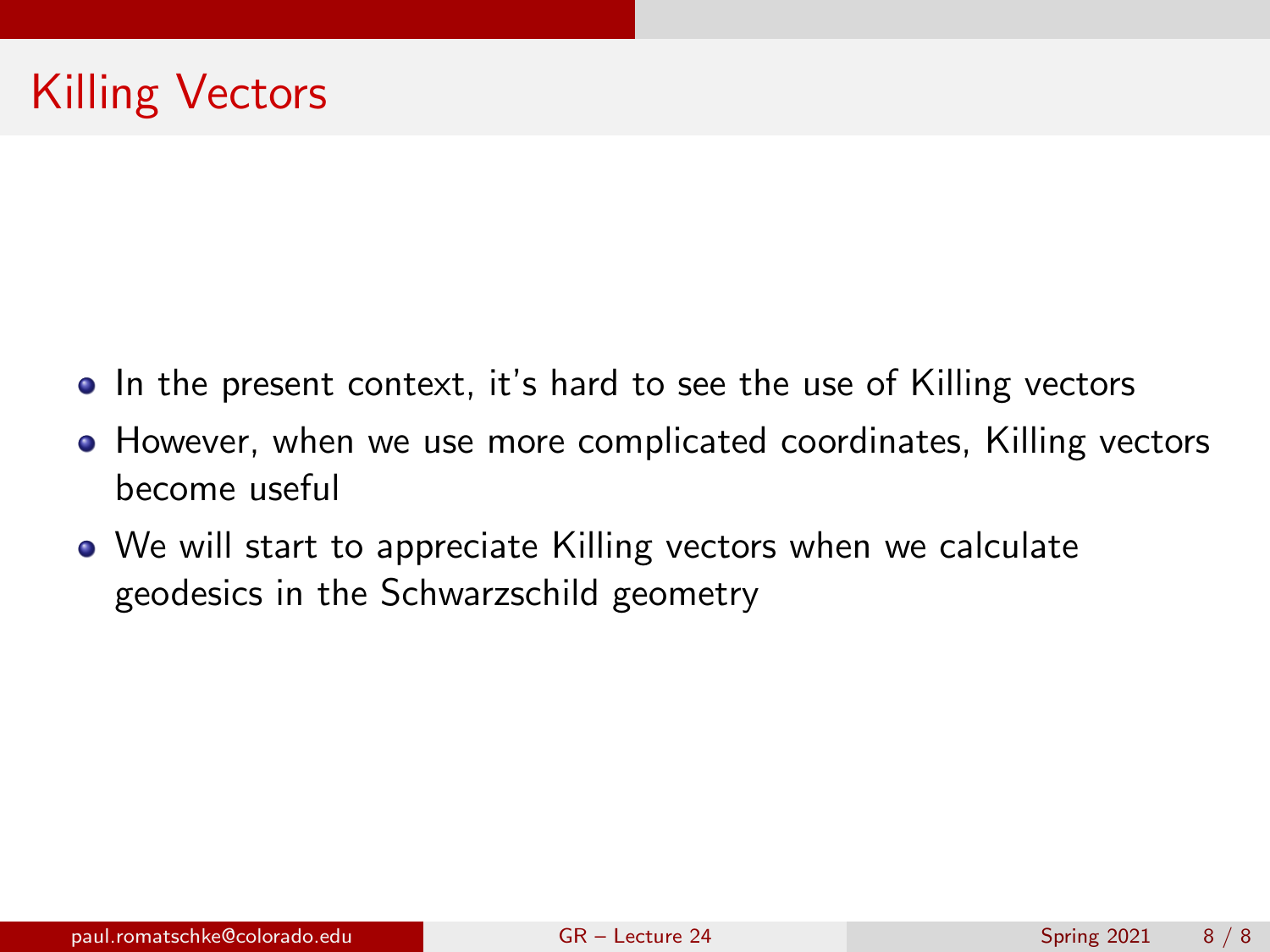# Killing Vectors

- In the present context, it's hard to see the use of Killing vectors
- However, when we use more complicated coordinates, Killing vectors become useful
- We will start to appreciate Killing vectors when we calculate geodesics in the Schwarzschild geometry